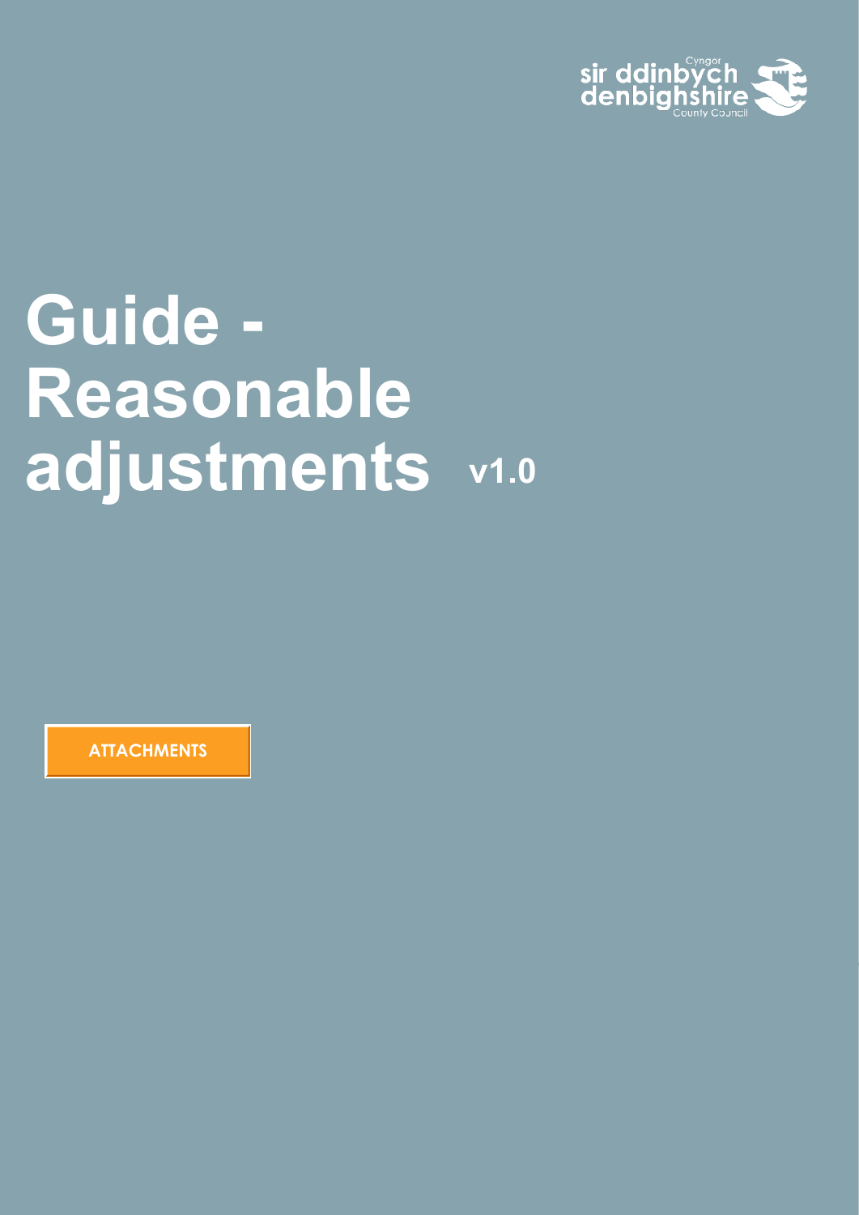Cyngor sir ddinbych denbighshire County Council

# Guide - Reasonable adjustments v1.0

ATTACHMENTS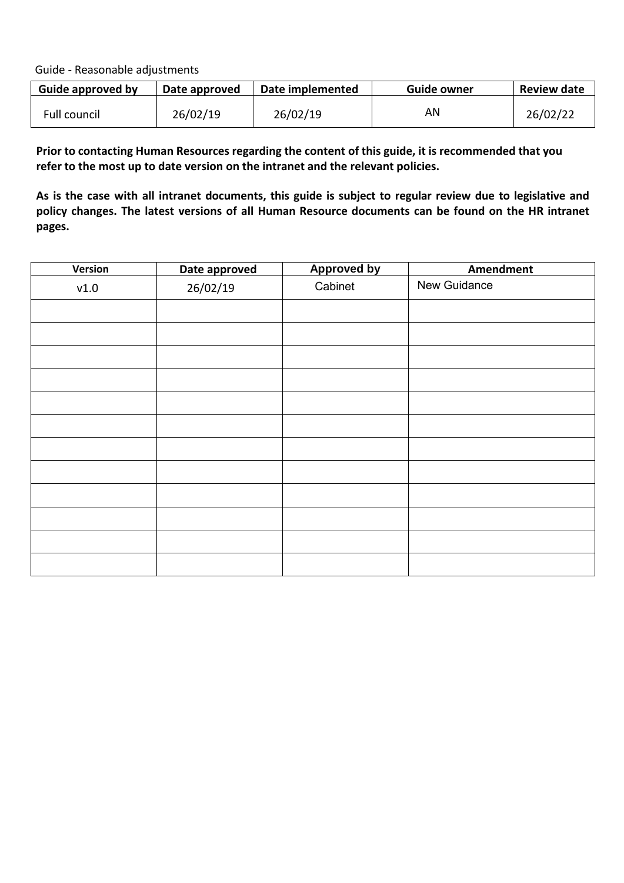Guide - Reasonable adjustments

| Guide approved by | Date approved | Date implemented | Guide owner | Review date |
|---|---|---|---|---|
| Full council | 26/02/19 | 26/02/19 | AN | 26/02/22 |

**Prior to contacting Human Resources regarding the content of this guide, it is recommended that you refer to the most up to date version on the intranet and the relevant policies.**

**As is the case with all intranet documents, this guide is subject to regular review due to legislative and policy changes. The latest versions of all Human Resource documents can be found on the HR intranet pages.**

| Version | Date approved | Approved by | Amendment |
|---|---|---|---|
| v1.0 | 26/02/19 | Cabinet | New Guidance |
| | | | |
| | | | |
| | | | |
| | | | |
| | | | |
| | | | |
| | | | |
| | | | |
| | | | |
| | | | |
| | | | |
| | | | |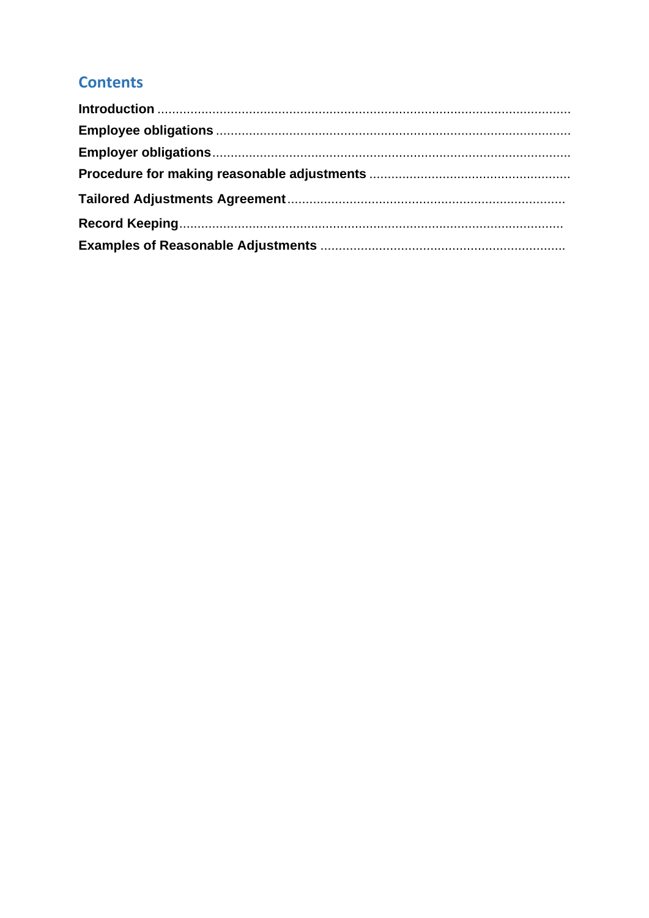## Contents

**Introduction** ..........................................................................................................

**Employee obligations** ..............................................................................................

**Employer obligations** ................................................................................................

**Procedure for making reasonable adjustments** ......................................................

**Tailored Adjustments Agreement** ...........................................................................

**Record Keeping** .......................................................................................................

**Examples of Reasonable Adjustments** ..................................................................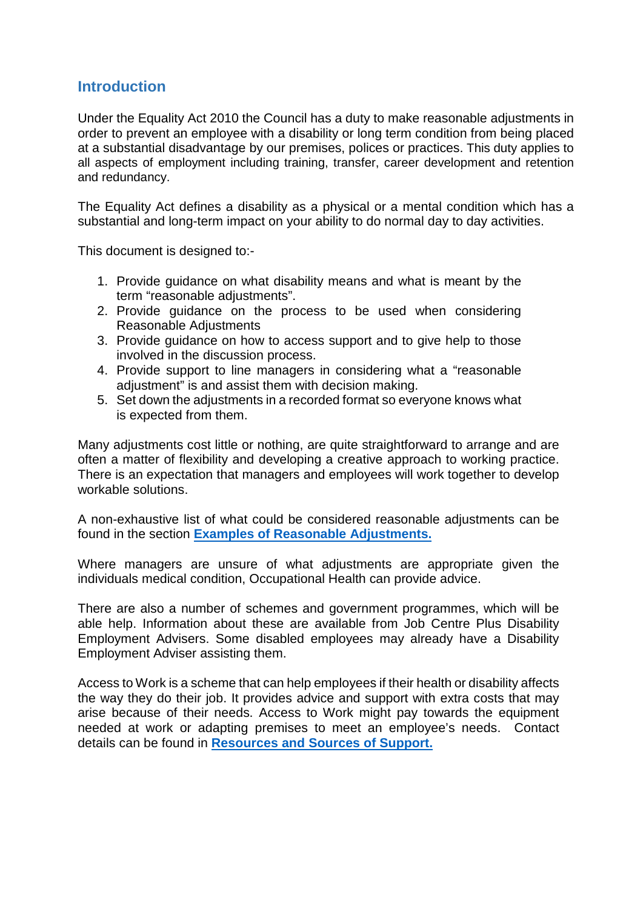## Introduction

Under the Equality Act 2010 the Council has a duty to make reasonable adjustments in order to prevent an employee with a disability or long term condition from being placed at a substantial disadvantage by our premises, polices or practices. This duty applies to all aspects of employment including training, transfer, career development and retention and redundancy.

The Equality Act defines a disability as a physical or a mental condition which has a substantial and long-term impact on your ability to do normal day to day activities.

This document is designed to:-

1. Provide guidance on what disability means and what is meant by the term "reasonable adjustments".
2. Provide guidance on the process to be used when considering Reasonable Adjustments
3. Provide guidance on how to access support and to give help to those involved in the discussion process.
4. Provide support to line managers in considering what a "reasonable adjustment" is and assist them with decision making.
5. Set down the adjustments in a recorded format so everyone knows what is expected from them.

Many adjustments cost little or nothing, are quite straightforward to arrange and are often a matter of flexibility and developing a creative approach to working practice. There is an expectation that managers and employees will work together to develop workable solutions.

A non-exhaustive list of what could be considered reasonable adjustments can be found in the section **Examples of Reasonable Adjustments.**

Where managers are unsure of what adjustments are appropriate given the individuals medical condition, Occupational Health can provide advice.

There are also a number of schemes and government programmes, which will be able help. Information about these are available from Job Centre Plus Disability Employment Advisers. Some disabled employees may already have a Disability Employment Adviser assisting them.

Access to Work is a scheme that can help employees if their health or disability affects the way they do their job. It provides advice and support with extra costs that may arise because of their needs. Access to Work might pay towards the equipment needed at work or adapting premises to meet an employee's needs. Contact details can be found in **Resources and Sources of Support.**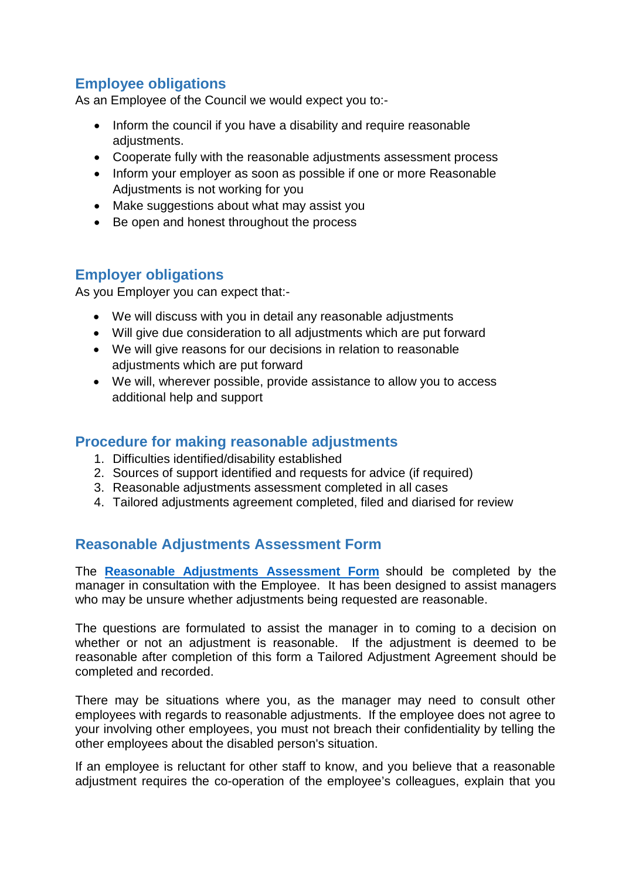## Employee obligations

As an Employee of the Council we would expect you to:-

- Inform the council if you have a disability and require reasonable adjustments.
- Cooperate fully with the reasonable adjustments assessment process
- Inform your employer as soon as possible if one or more Reasonable Adjustments is not working for you
- Make suggestions about what may assist you
- Be open and honest throughout the process

## Employer obligations

As you Employer you can expect that:-

- We will discuss with you in detail any reasonable adjustments
- Will give due consideration to all adjustments which are put forward
- We will give reasons for our decisions in relation to reasonable adjustments which are put forward
- We will, wherever possible, provide assistance to allow you to access additional help and support

## Procedure for making reasonable adjustments

1. Difficulties identified/disability established
2. Sources of support identified and requests for advice (if required)
3. Reasonable adjustments assessment completed in all cases
4. Tailored adjustments agreement completed, filed and diarised for review

## Reasonable Adjustments Assessment Form

The **Reasonable Adjustments Assessment Form** should be completed by the manager in consultation with the Employee. It has been designed to assist managers who may be unsure whether adjustments being requested are reasonable.

The questions are formulated to assist the manager in to coming to a decision on whether or not an adjustment is reasonable. If the adjustment is deemed to be reasonable after completion of this form a Tailored Adjustment Agreement should be completed and recorded.

There may be situations where you, as the manager may need to consult other employees with regards to reasonable adjustments. If the employee does not agree to your involving other employees, you must not breach their confidentiality by telling the other employees about the disabled person's situation.

If an employee is reluctant for other staff to know, and you believe that a reasonable adjustment requires the co-operation of the employee's colleagues, explain that you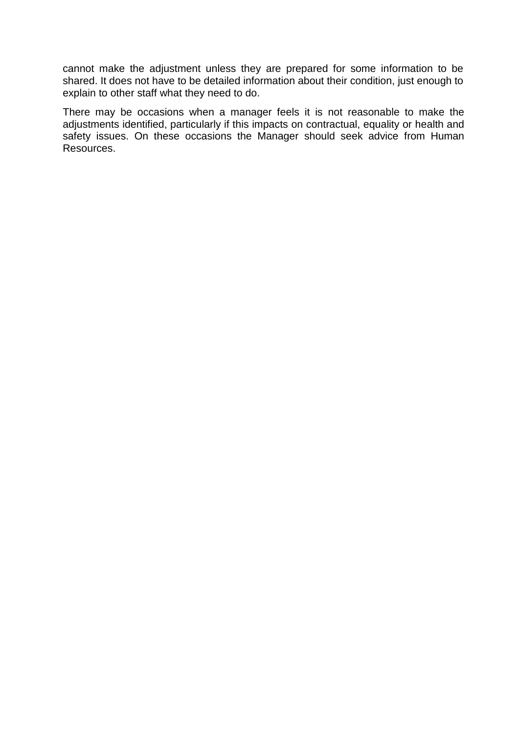cannot make the adjustment unless they are prepared for some information to be shared. It does not have to be detailed information about their condition, just enough to explain to other staff what they need to do.

There may be occasions when a manager feels it is not reasonable to make the adjustments identified, particularly if this impacts on contractual, equality or health and safety issues. On these occasions the Manager should seek advice from Human Resources.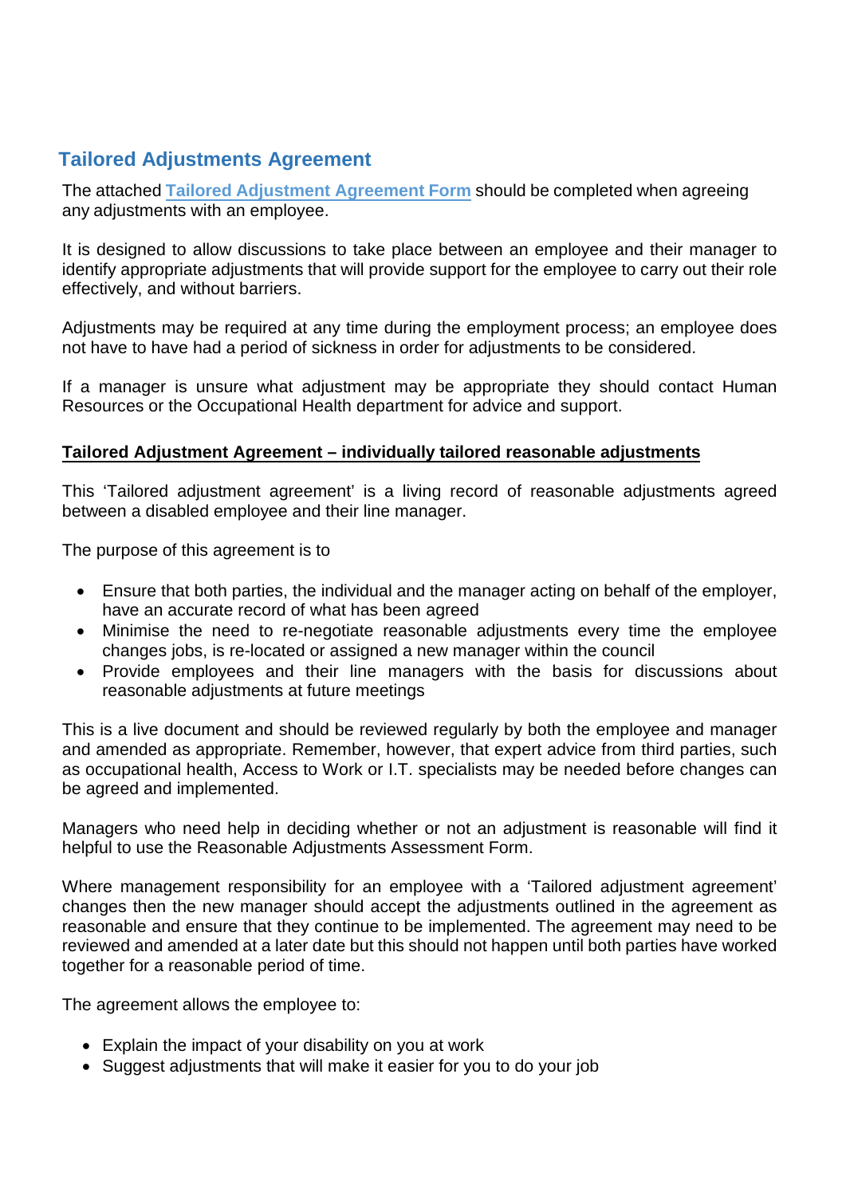## Tailored Adjustments Agreement

The attached **Tailored Adjustment Agreement Form** should be completed when agreeing any adjustments with an employee.

It is designed to allow discussions to take place between an employee and their manager to identify appropriate adjustments that will provide support for the employee to carry out their role effectively, and without barriers.

Adjustments may be required at any time during the employment process; an employee does not have to have had a period of sickness in order for adjustments to be considered.

If a manager is unsure what adjustment may be appropriate they should contact Human Resources or the Occupational Health department for advice and support.

**Tailored Adjustment Agreement – individually tailored reasonable adjustments**

This 'Tailored adjustment agreement' is a living record of reasonable adjustments agreed between a disabled employee and their line manager.

The purpose of this agreement is to

- Ensure that both parties, the individual and the manager acting on behalf of the employer, have an accurate record of what has been agreed
- Minimise the need to re-negotiate reasonable adjustments every time the employee changes jobs, is re-located or assigned a new manager within the council
- Provide employees and their line managers with the basis for discussions about reasonable adjustments at future meetings

This is a live document and should be reviewed regularly by both the employee and manager and amended as appropriate. Remember, however, that expert advice from third parties, such as occupational health, Access to Work or I.T. specialists may be needed before changes can be agreed and implemented.

Managers who need help in deciding whether or not an adjustment is reasonable will find it helpful to use the Reasonable Adjustments Assessment Form.

Where management responsibility for an employee with a 'Tailored adjustment agreement' changes then the new manager should accept the adjustments outlined in the agreement as reasonable and ensure that they continue to be implemented. The agreement may need to be reviewed and amended at a later date but this should not happen until both parties have worked together for a reasonable period of time.

The agreement allows the employee to:

- Explain the impact of your disability on you at work
- Suggest adjustments that will make it easier for you to do your job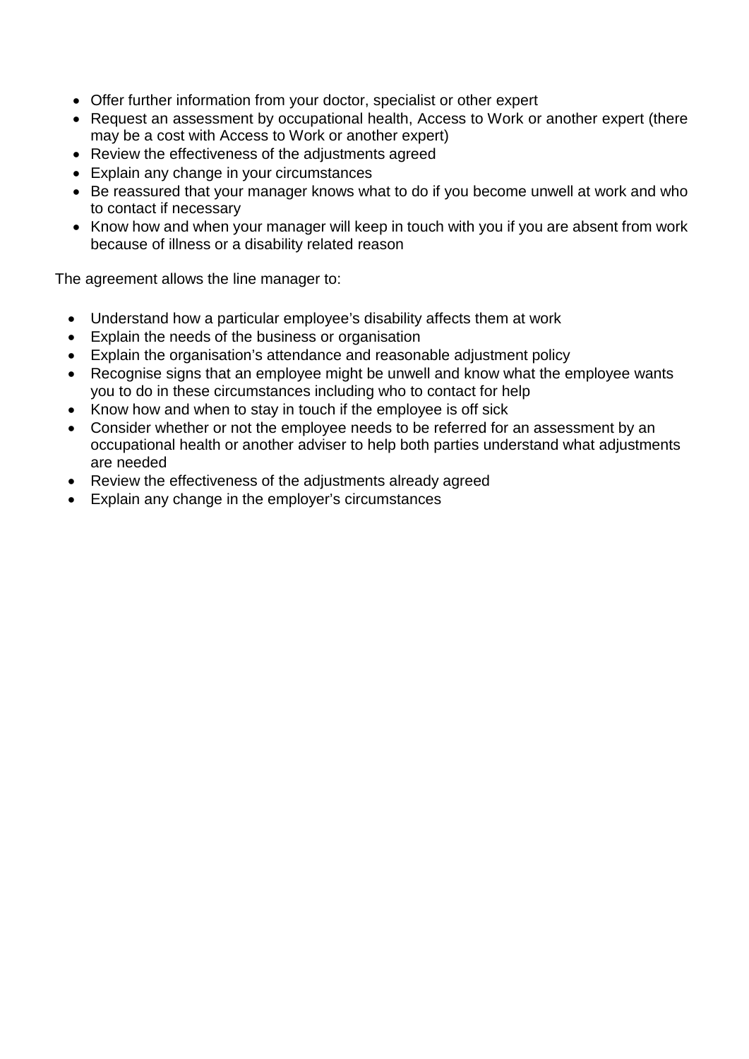- Offer further information from your doctor, specialist or other expert
- Request an assessment by occupational health, Access to Work or another expert (there may be a cost with Access to Work or another expert)
- Review the effectiveness of the adjustments agreed
- Explain any change in your circumstances
- Be reassured that your manager knows what to do if you become unwell at work and who to contact if necessary
- Know how and when your manager will keep in touch with you if you are absent from work because of illness or a disability related reason

The agreement allows the line manager to:

- Understand how a particular employee's disability affects them at work
- Explain the needs of the business or organisation
- Explain the organisation's attendance and reasonable adjustment policy
- Recognise signs that an employee might be unwell and know what the employee wants you to do in these circumstances including who to contact for help
- Know how and when to stay in touch if the employee is off sick
- Consider whether or not the employee needs to be referred for an assessment by an occupational health or another adviser to help both parties understand what adjustments are needed
- Review the effectiveness of the adjustments already agreed
- Explain any change in the employer's circumstances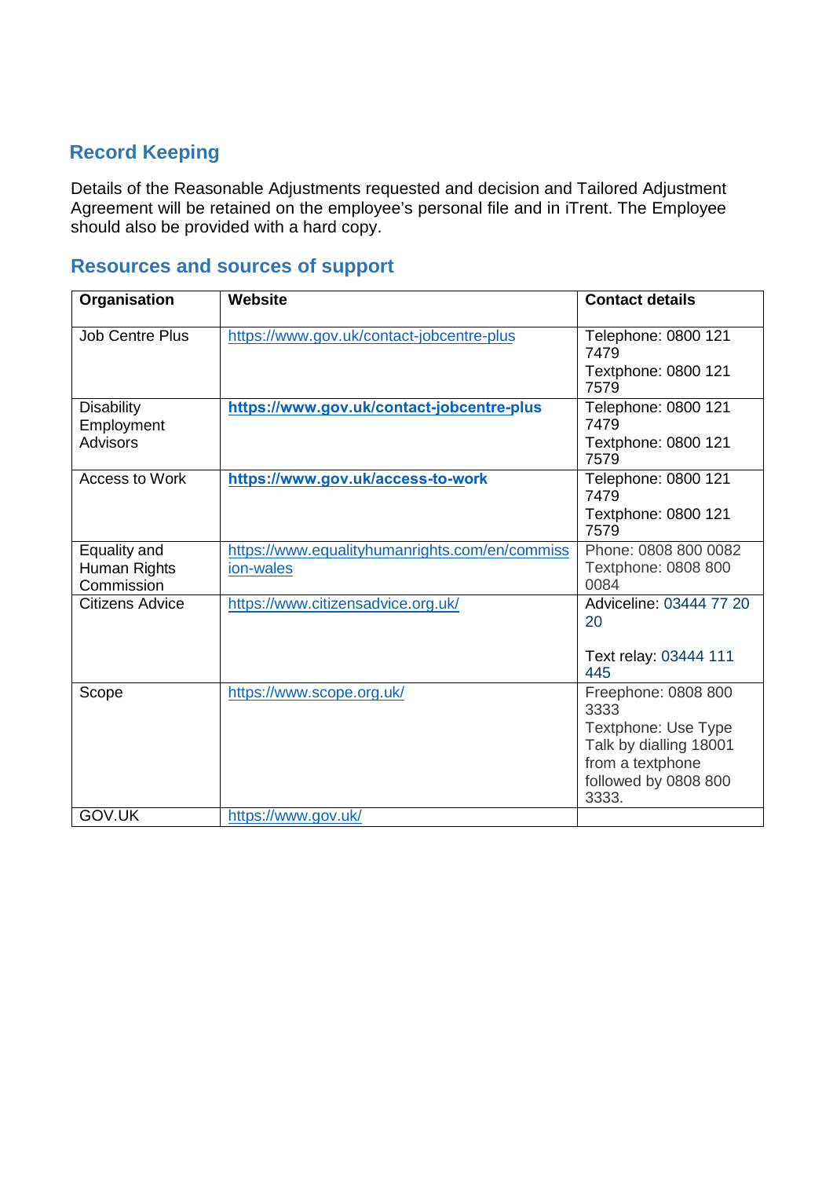## Record Keeping

Details of the Reasonable Adjustments requested and decision and Tailored Adjustment Agreement will be retained on the employee's personal file and in iTrent. The Employee should also be provided with a hard copy.

## Resources and sources of support

| Organisation | Website | Contact details |
|---|---|---|
| Job Centre Plus | https://www.gov.uk/contact-jobcentre-plus | Telephone: 0800 121 7479<br>Textphone: 0800 121 7579 |
| Disability Employment Advisors | **https://www.gov.uk/contact-jobcentre-plus** | Telephone: 0800 121 7479<br>Textphone: 0800 121 7579 |
| Access to Work | **https://www.gov.uk/access-to-work** | Telephone: 0800 121 7479<br>Textphone: 0800 121 7579 |
| Equality and Human Rights Commission | https://www.equalityhumanrights.com/en/commission-wales | Phone: 0808 800 0082<br>Textphone: 0808 800 0084 |
| Citizens Advice | https://www.citizensadvice.org.uk/ | Adviceline: 03444 77 20 20<br><br>Text relay: 03444 111 445 |
| Scope | https://www.scope.org.uk/ | Freephone: 0808 800 3333<br>Textphone: Use Type Talk by dialling 18001 from a textphone followed by 0808 800 3333. |
| GOV.UK | https://www.gov.uk/ | |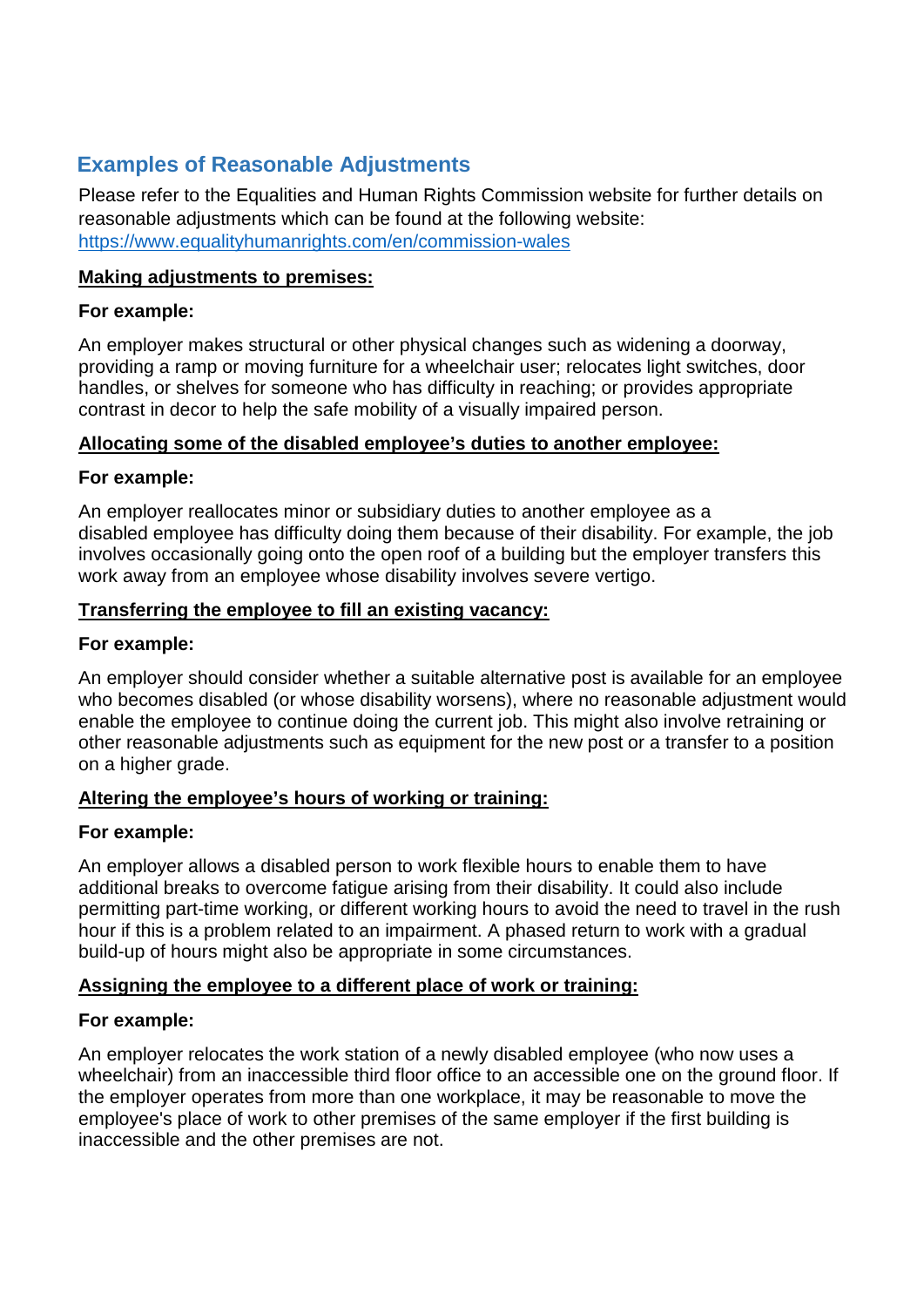## Examples of Reasonable Adjustments

Please refer to the Equalities and Human Rights Commission website for further details on reasonable adjustments which can be found at the following website: https://www.equalityhumanrights.com/en/commission-wales

**Making adjustments to premises:**

**For example:**

An employer makes structural or other physical changes such as widening a doorway, providing a ramp or moving furniture for a wheelchair user; relocates light switches, door handles, or shelves for someone who has difficulty in reaching; or provides appropriate contrast in decor to help the safe mobility of a visually impaired person.

**Allocating some of the disabled employee's duties to another employee:**

**For example:**

An employer reallocates minor or subsidiary duties to another employee as a disabled employee has difficulty doing them because of their disability. For example, the job involves occasionally going onto the open roof of a building but the employer transfers this work away from an employee whose disability involves severe vertigo.

**Transferring the employee to fill an existing vacancy:**

**For example:**

An employer should consider whether a suitable alternative post is available for an employee who becomes disabled (or whose disability worsens), where no reasonable adjustment would enable the employee to continue doing the current job. This might also involve retraining or other reasonable adjustments such as equipment for the new post or a transfer to a position on a higher grade.

**Altering the employee's hours of working or training:**

**For example:**

An employer allows a disabled person to work flexible hours to enable them to have additional breaks to overcome fatigue arising from their disability. It could also include permitting part-time working, or different working hours to avoid the need to travel in the rush hour if this is a problem related to an impairment. A phased return to work with a gradual build-up of hours might also be appropriate in some circumstances.

**Assigning the employee to a different place of work or training:**

**For example:**

An employer relocates the work station of a newly disabled employee (who now uses a wheelchair) from an inaccessible third floor office to an accessible one on the ground floor. If the employer operates from more than one workplace, it may be reasonable to move the employee's place of work to other premises of the same employer if the first building is inaccessible and the other premises are not.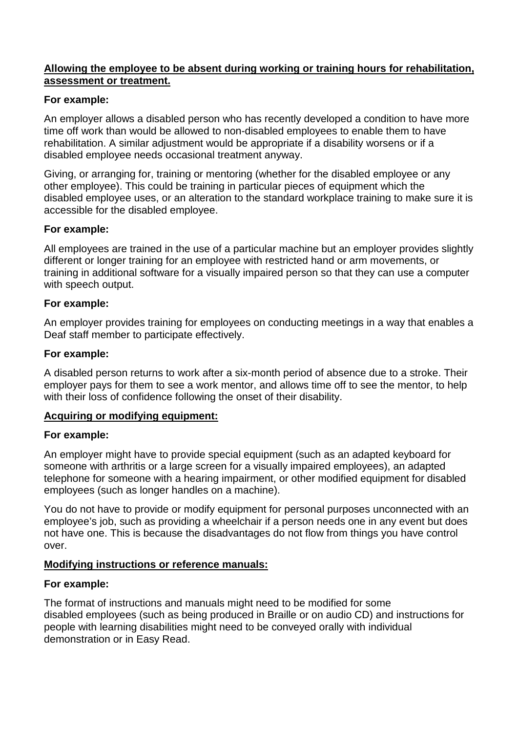**<u>Allowing the employee to be absent during working or training hours for rehabilitation, assessment or treatment.</u>**

**For example:**

An employer allows a disabled person who has recently developed a condition to have more time off work than would be allowed to non-disabled employees to enable them to have rehabilitation. A similar adjustment would be appropriate if a disability worsens or if a disabled employee needs occasional treatment anyway.

Giving, or arranging for, training or mentoring (whether for the disabled employee or any other employee). This could be training in particular pieces of equipment which the disabled employee uses, or an alteration to the standard workplace training to make sure it is accessible for the disabled employee.

**For example:**

All employees are trained in the use of a particular machine but an employer provides slightly different or longer training for an employee with restricted hand or arm movements, or training in additional software for a visually impaired person so that they can use a computer with speech output.

**For example:**

An employer provides training for employees on conducting meetings in a way that enables a Deaf staff member to participate effectively.

**For example:**

A disabled person returns to work after a six-month period of absence due to a stroke. Their employer pays for them to see a work mentor, and allows time off to see the mentor, to help with their loss of confidence following the onset of their disability.

**<u>Acquiring or modifying equipment:</u>**

**For example:**

An employer might have to provide special equipment (such as an adapted keyboard for someone with arthritis or a large screen for a visually impaired employees), an adapted telephone for someone with a hearing impairment, or other modified equipment for disabled employees (such as longer handles on a machine).

You do not have to provide or modify equipment for personal purposes unconnected with an employee's job, such as providing a wheelchair if a person needs one in any event but does not have one. This is because the disadvantages do not flow from things you have control over.

**<u>Modifying instructions or reference manuals:</u>**

**For example:**

The format of instructions and manuals might need to be modified for some disabled employees (such as being produced in Braille or on audio CD) and instructions for people with learning disabilities might need to be conveyed orally with individual demonstration or in Easy Read.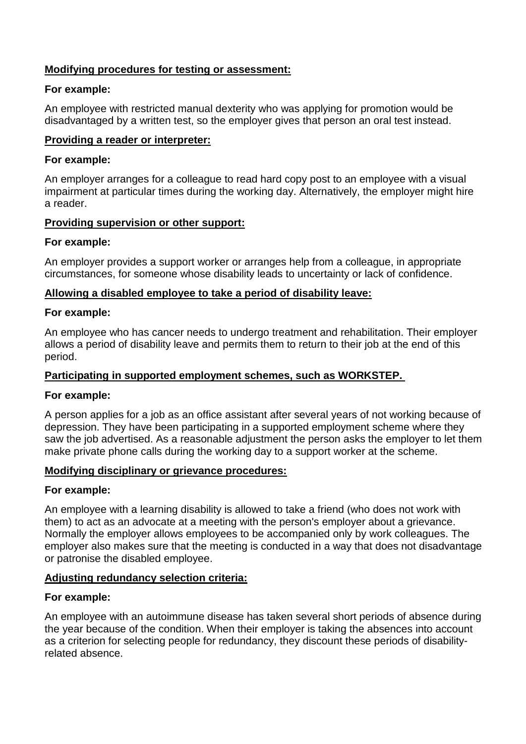**Modifying procedures for testing or assessment:**

**For example:**

An employee with restricted manual dexterity who was applying for promotion would be disadvantaged by a written test, so the employer gives that person an oral test instead.

**Providing a reader or interpreter:**

**For example:**

An employer arranges for a colleague to read hard copy post to an employee with a visual impairment at particular times during the working day. Alternatively, the employer might hire a reader.

**Providing supervision or other support:**

**For example:**

An employer provides a support worker or arranges help from a colleague, in appropriate circumstances, for someone whose disability leads to uncertainty or lack of confidence.

**Allowing a disabled employee to take a period of disability leave:**

**For example:**

An employee who has cancer needs to undergo treatment and rehabilitation. Their employer allows a period of disability leave and permits them to return to their job at the end of this period.

**Participating in supported employment schemes, such as WORKSTEP.**

**For example:**

A person applies for a job as an office assistant after several years of not working because of depression. They have been participating in a supported employment scheme where they saw the job advertised. As a reasonable adjustment the person asks the employer to let them make private phone calls during the working day to a support worker at the scheme.

**Modifying disciplinary or grievance procedures:**

**For example:**

An employee with a learning disability is allowed to take a friend (who does not work with them) to act as an advocate at a meeting with the person's employer about a grievance. Normally the employer allows employees to be accompanied only by work colleagues. The employer also makes sure that the meeting is conducted in a way that does not disadvantage or patronise the disabled employee.

**Adjusting redundancy selection criteria:**

**For example:**

An employee with an autoimmune disease has taken several short periods of absence during the year because of the condition. When their employer is taking the absences into account as a criterion for selecting people for redundancy, they discount these periods of disability-related absence.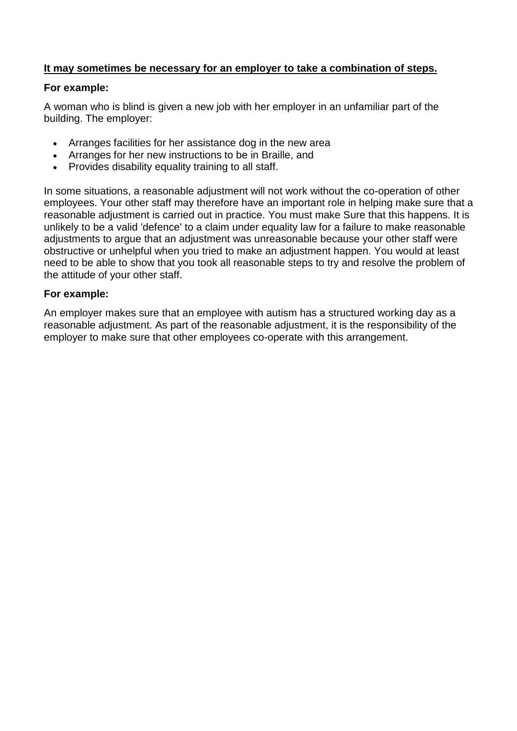**It may sometimes be necessary for an employer to take a combination of steps.**

**For example:**

A woman who is blind is given a new job with her employer in an unfamiliar part of the building. The employer:

- Arranges facilities for her assistance dog in the new area
- Arranges for her new instructions to be in Braille, and
- Provides disability equality training to all staff.

In some situations, a reasonable adjustment will not work without the co-operation of other employees. Your other staff may therefore have an important role in helping make sure that a reasonable adjustment is carried out in practice. You must make Sure that this happens. It is unlikely to be a valid 'defence' to a claim under equality law for a failure to make reasonable adjustments to argue that an adjustment was unreasonable because your other staff were obstructive or unhelpful when you tried to make an adjustment happen. You would at least need to be able to show that you took all reasonable steps to try and resolve the problem of the attitude of your other staff.

**For example:**

An employer makes sure that an employee with autism has a structured working day as a reasonable adjustment. As part of the reasonable adjustment, it is the responsibility of the employer to make sure that other employees co-operate with this arrangement.